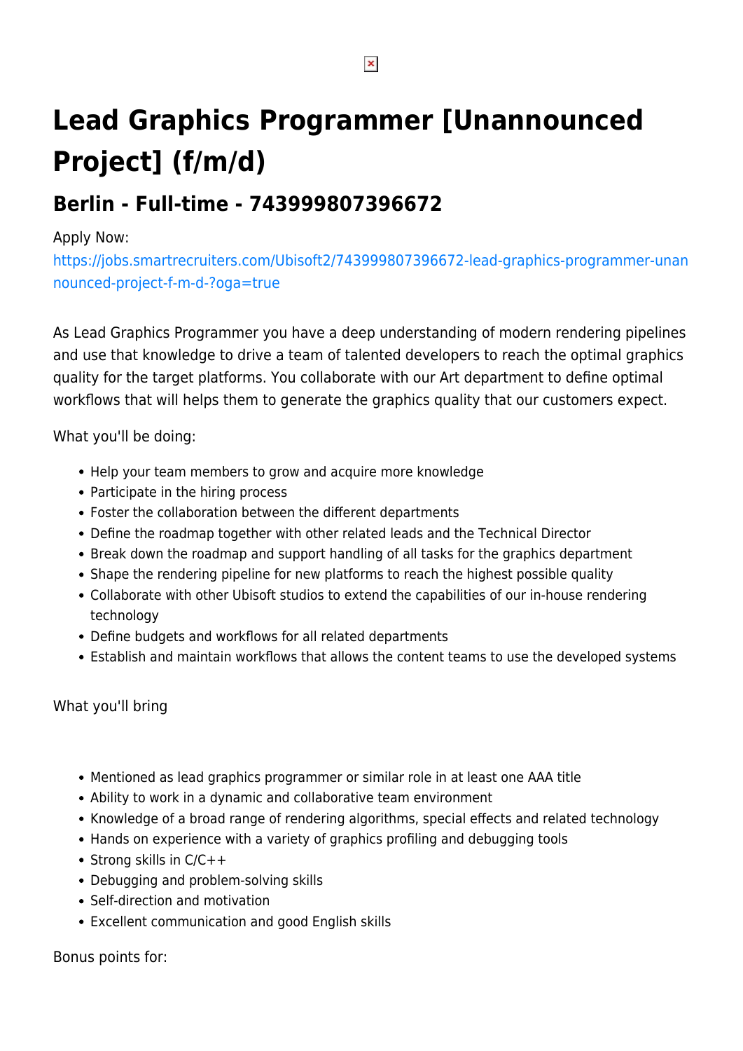# Lead Graphics Programmer [Unannounced Project] (f/m/d)

## Berlin - Full-time - 743999807396672

Apply Now:
https://jobs.smartrecruiters.com/Ubisoft2/743999807396672-lead-graphics-programmer-unannounced-project-f-m-d-?oga=true

As Lead Graphics Programmer you have a deep understanding of modern rendering pipelines and use that knowledge to drive a team of talented developers to reach the optimal graphics quality for the target platforms. You collaborate with our Art department to define optimal workflows that will helps them to generate the graphics quality that our customers expect.

What you'll be doing:

- Help your team members to grow and acquire more knowledge
- Participate in the hiring process
- Foster the collaboration between the different departments
- Define the roadmap together with other related leads and the Technical Director
- Break down the roadmap and support handling of all tasks for the graphics department
- Shape the rendering pipeline for new platforms to reach the highest possible quality
- Collaborate with other Ubisoft studios to extend the capabilities of our in-house rendering technology
- Define budgets and workflows for all related departments
- Establish and maintain workflows that allows the content teams to use the developed systems

What you'll bring

- Mentioned as lead graphics programmer or similar role in at least one AAA title
- Ability to work in a dynamic and collaborative team environment
- Knowledge of a broad range of rendering algorithms, special effects and related technology
- Hands on experience with a variety of graphics profiling and debugging tools
- Strong skills in C/C++
- Debugging and problem-solving skills
- Self-direction and motivation
- Excellent communication and good English skills

Bonus points for: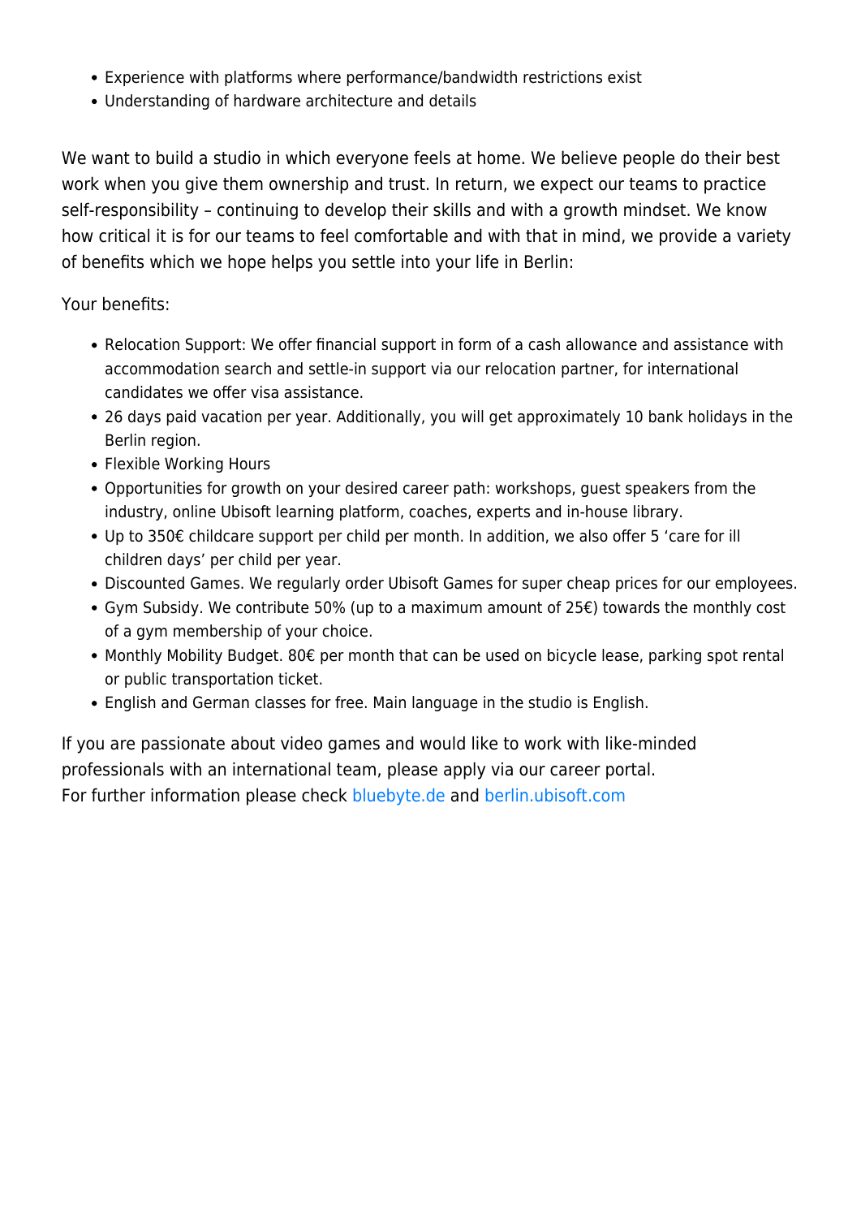- Experience with platforms where performance/bandwidth restrictions exist
- Understanding of hardware architecture and details

We want to build a studio in which everyone feels at home. We believe people do their best work when you give them ownership and trust. In return, we expect our teams to practice self-responsibility – continuing to develop their skills and with a growth mindset. We know how critical it is for our teams to feel comfortable and with that in mind, we provide a variety of benefits which we hope helps you settle into your life in Berlin:

Your benefits:

- Relocation Support: We offer financial support in form of a cash allowance and assistance with accommodation search and settle-in support via our relocation partner, for international candidates we offer visa assistance.
- 26 days paid vacation per year. Additionally, you will get approximately 10 bank holidays in the Berlin region.
- Flexible Working Hours
- Opportunities for growth on your desired career path: workshops, guest speakers from the industry, online Ubisoft learning platform, coaches, experts and in-house library.
- Up to 350€ childcare support per child per month. In addition, we also offer 5 'care for ill children days' per child per year.
- Discounted Games. We regularly order Ubisoft Games for super cheap prices for our employees.
- Gym Subsidy. We contribute 50% (up to a maximum amount of 25€) towards the monthly cost of a gym membership of your choice.
- Monthly Mobility Budget. 80€ per month that can be used on bicycle lease, parking spot rental or public transportation ticket.
- English and German classes for free. Main language in the studio is English.

If you are passionate about video games and would like to work with like-minded professionals with an international team, please apply via our career portal.
For further information please check bluebyte.de and berlin.ubisoft.com